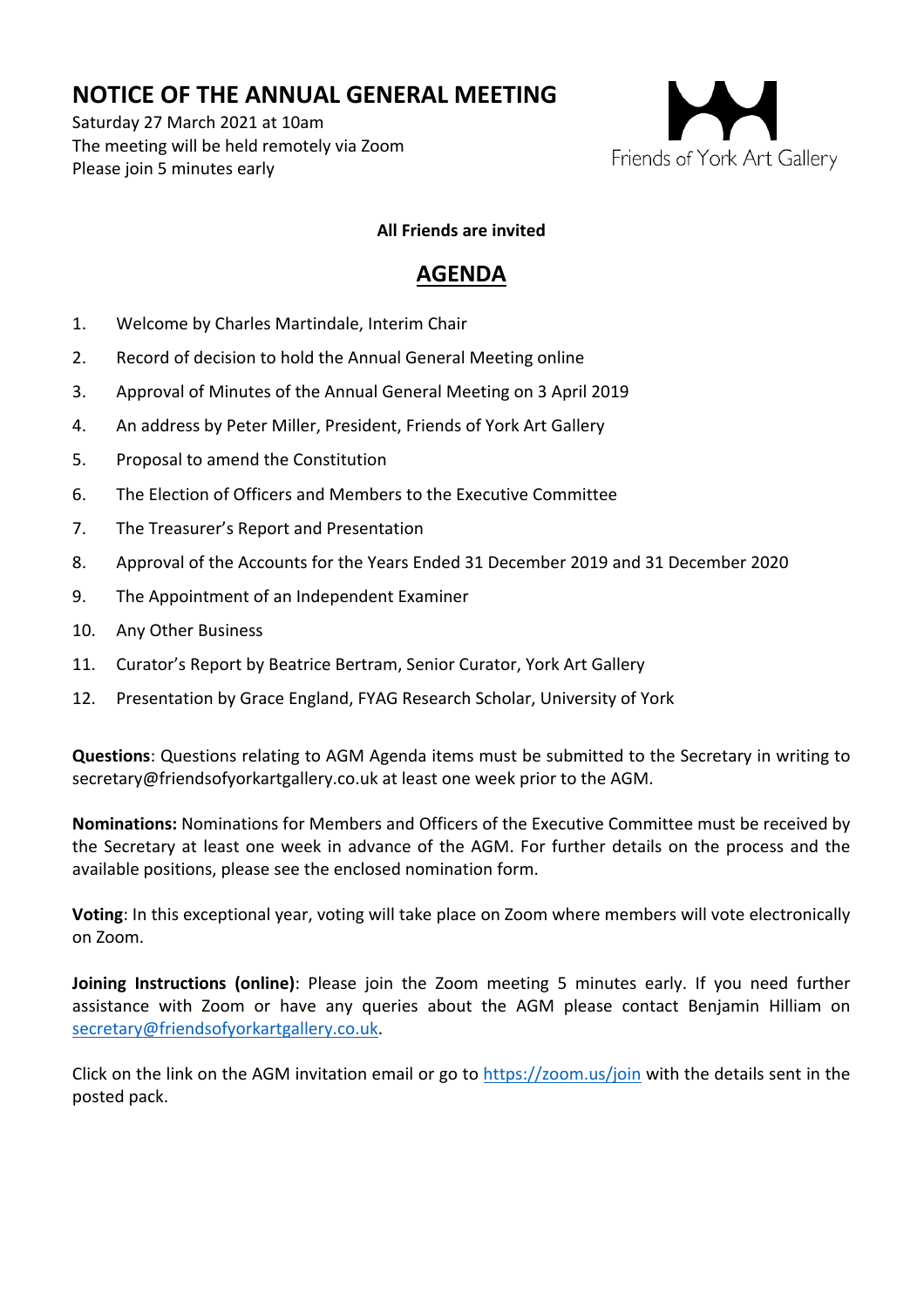# NOTICE OF THE ANNUAL GENERAL MEETING

Saturday 27 March 2021 at 10am
The meeting will be held remotely via Zoom
Please join 5 minutes early

Friends of York Art Gallery

**All Friends are invited**

## AGENDA

1. Welcome by Charles Martindale, Interim Chair
2. Record of decision to hold the Annual General Meeting online
3. Approval of Minutes of the Annual General Meeting on 3 April 2019
4. An address by Peter Miller, President, Friends of York Art Gallery
5. Proposal to amend the Constitution
6. The Election of Officers and Members to the Executive Committee
7. The Treasurer's Report and Presentation
8. Approval of the Accounts for the Years Ended 31 December 2019 and 31 December 2020
9. The Appointment of an Independent Examiner
10. Any Other Business
11. Curator's Report by Beatrice Bertram, Senior Curator, York Art Gallery
12. Presentation by Grace England, FYAG Research Scholar, University of York

**Questions**: Questions relating to AGM Agenda items must be submitted to the Secretary in writing to secretary@friendsofyorkartgallery.co.uk at least one week prior to the AGM.

**Nominations:** Nominations for Members and Officers of the Executive Committee must be received by the Secretary at least one week in advance of the AGM. For further details on the process and the available positions, please see the enclosed nomination form.

**Voting**: In this exceptional year, voting will take place on Zoom where members will vote electronically on Zoom.

**Joining Instructions (online)**: Please join the Zoom meeting 5 minutes early. If you need further assistance with Zoom or have any queries about the AGM please contact Benjamin Hilliam on secretary@friendsofyorkartgallery.co.uk.

Click on the link on the AGM invitation email or go to https://zoom.us/join with the details sent in the posted pack.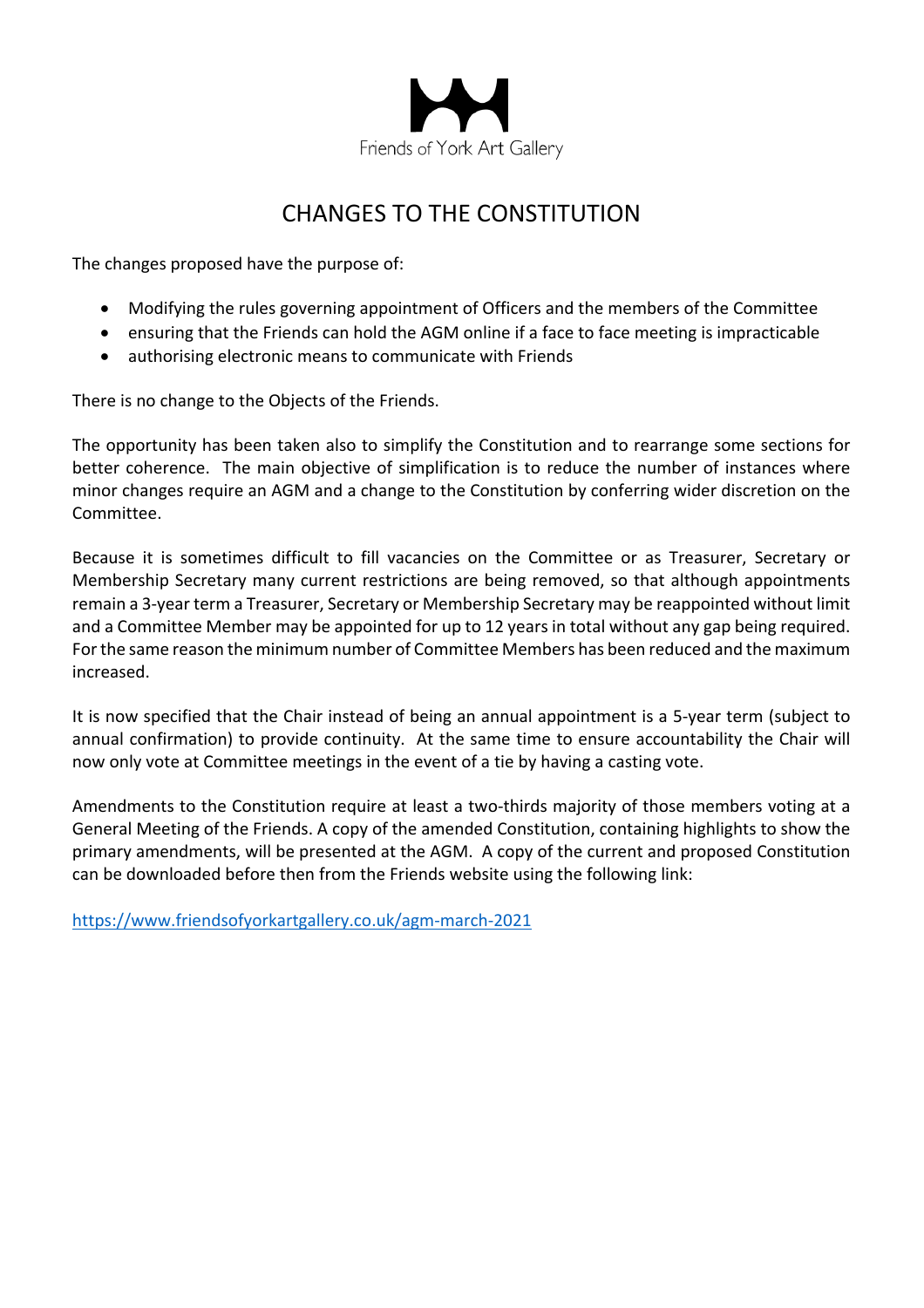Friends of York Art Gallery

# CHANGES TO THE CONSTITUTION

The changes proposed have the purpose of:

- Modifying the rules governing appointment of Officers and the members of the Committee
- ensuring that the Friends can hold the AGM online if a face to face meeting is impracticable
- authorising electronic means to communicate with Friends

There is no change to the Objects of the Friends.

The opportunity has been taken also to simplify the Constitution and to rearrange some sections for better coherence. The main objective of simplification is to reduce the number of instances where minor changes require an AGM and a change to the Constitution by conferring wider discretion on the Committee.

Because it is sometimes difficult to fill vacancies on the Committee or as Treasurer, Secretary or Membership Secretary many current restrictions are being removed, so that although appointments remain a 3-year term a Treasurer, Secretary or Membership Secretary may be reappointed without limit and a Committee Member may be appointed for up to 12 years in total without any gap being required. For the same reason the minimum number of Committee Members has been reduced and the maximum increased.

It is now specified that the Chair instead of being an annual appointment is a 5-year term (subject to annual confirmation) to provide continuity. At the same time to ensure accountability the Chair will now only vote at Committee meetings in the event of a tie by having a casting vote.

Amendments to the Constitution require at least a two-thirds majority of those members voting at a General Meeting of the Friends. A copy of the amended Constitution, containing highlights to show the primary amendments, will be presented at the AGM. A copy of the current and proposed Constitution can be downloaded before then from the Friends website using the following link:

https://www.friendsofyorkartgallery.co.uk/agm-march-2021